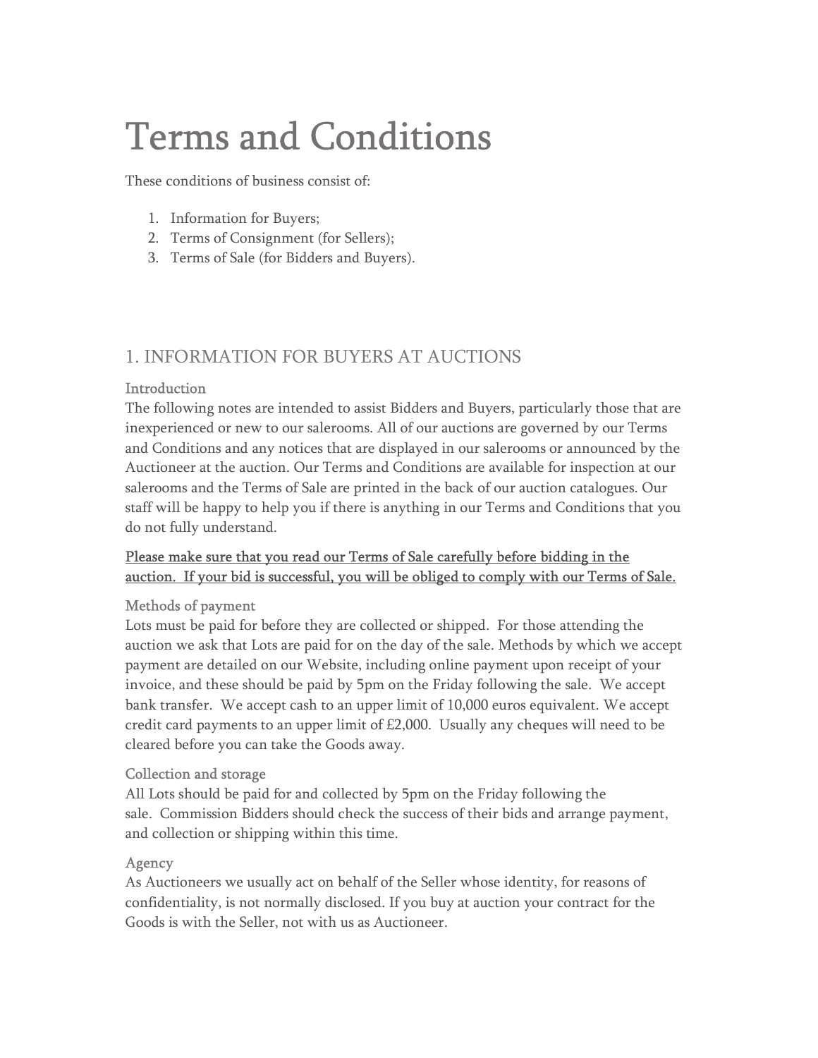# Terms and Conditions

These conditions of business consist of:

1. Information for Buyers;
2. Terms of Consignment (for Sellers);
3. Terms of Sale (for Bidders and Buyers).

## 1. INFORMATION FOR BUYERS AT AUCTIONS

### Introduction

The following notes are intended to assist Bidders and Buyers, particularly those that are inexperienced or new to our salerooms. All of our auctions are governed by our Terms and Conditions and any notices that are displayed in our salerooms or announced by the Auctioneer at the auction. Our Terms and Conditions are available for inspection at our salerooms and the Terms of Sale are printed in the back of our auction catalogues. Our staff will be happy to help you if there is anything in our Terms and Conditions that you do not fully understand.

<u>Please make sure that you read our Terms of Sale carefully before bidding in the auction. If your bid is successful, you will be obliged to comply with our Terms of Sale.</u>

### Methods of payment

Lots must be paid for before they are collected or shipped. For those attending the auction we ask that Lots are paid for on the day of the sale. Methods by which we accept payment are detailed on our Website, including online payment upon receipt of your invoice, and these should be paid by 5pm on the Friday following the sale. We accept bank transfer. We accept cash to an upper limit of 10,000 euros equivalent. We accept credit card payments to an upper limit of £2,000. Usually any cheques will need to be cleared before you can take the Goods away.

### Collection and storage

All Lots should be paid for and collected by 5pm on the Friday following the sale. Commission Bidders should check the success of their bids and arrange payment, and collection or shipping within this time.

### Agency

As Auctioneers we usually act on behalf of the Seller whose identity, for reasons of confidentiality, is not normally disclosed. If you buy at auction your contract for the Goods is with the Seller, not with us as Auctioneer.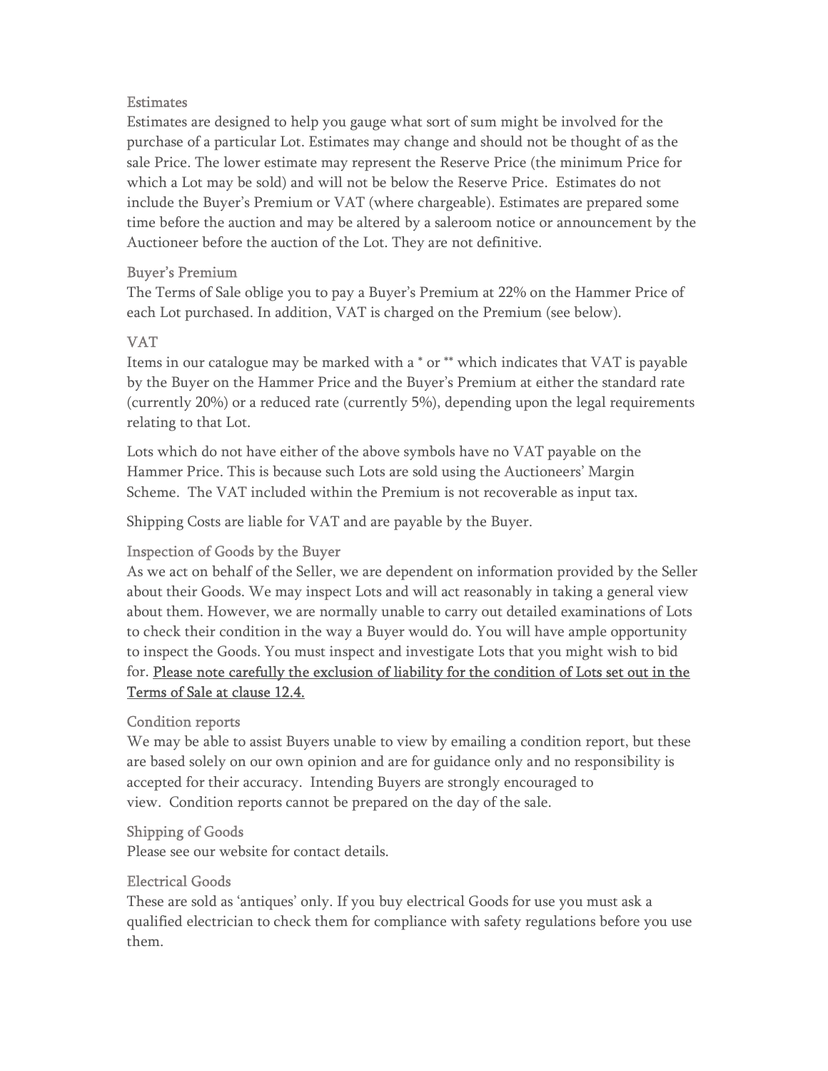## Estimates

Estimates are designed to help you gauge what sort of sum might be involved for the purchase of a particular Lot. Estimates may change and should not be thought of as the sale Price. The lower estimate may represent the Reserve Price (the minimum Price for which a Lot may be sold) and will not be below the Reserve Price. Estimates do not include the Buyer's Premium or VAT (where chargeable). Estimates are prepared some time before the auction and may be altered by a saleroom notice or announcement by the Auctioneer before the auction of the Lot. They are not definitive.

## Buyer's Premium

The Terms of Sale oblige you to pay a Buyer's Premium at 22% on the Hammer Price of each Lot purchased. In addition, VAT is charged on the Premium (see below).

## VAT

Items in our catalogue may be marked with a * or ** which indicates that VAT is payable by the Buyer on the Hammer Price and the Buyer's Premium at either the standard rate (currently 20%) or a reduced rate (currently 5%), depending upon the legal requirements relating to that Lot.

Lots which do not have either of the above symbols have no VAT payable on the Hammer Price. This is because such Lots are sold using the Auctioneers' Margin Scheme. The VAT included within the Premium is not recoverable as input tax.

Shipping Costs are liable for VAT and are payable by the Buyer.

## Inspection of Goods by the Buyer

As we act on behalf of the Seller, we are dependent on information provided by the Seller about their Goods. We may inspect Lots and will act reasonably in taking a general view about them. However, we are normally unable to carry out detailed examinations of Lots to check their condition in the way a Buyer would do. You will have ample opportunity to inspect the Goods. You must inspect and investigate Lots that you might wish to bid for. Please note carefully the exclusion of liability for the condition of Lots set out in the Terms of Sale at clause 12.4.

## Condition reports

We may be able to assist Buyers unable to view by emailing a condition report, but these are based solely on our own opinion and are for guidance only and no responsibility is accepted for their accuracy. Intending Buyers are strongly encouraged to view. Condition reports cannot be prepared on the day of the sale.

## Shipping of Goods

Please see our website for contact details.

## Electrical Goods

These are sold as 'antiques' only. If you buy electrical Goods for use you must ask a qualified electrician to check them for compliance with safety regulations before you use them.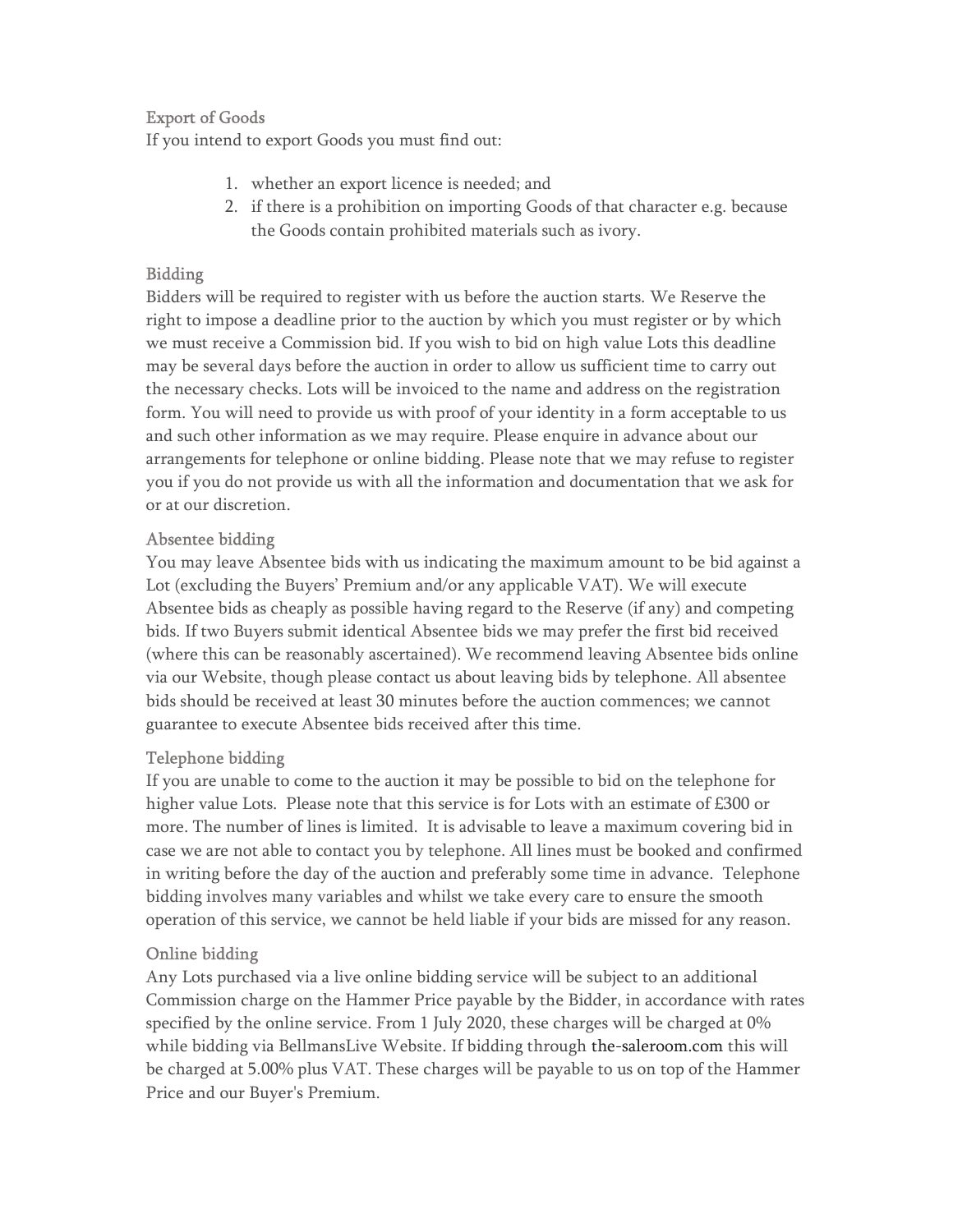## Export of Goods

If you intend to export Goods you must find out:

1. whether an export licence is needed; and
2. if there is a prohibition on importing Goods of that character e.g. because the Goods contain prohibited materials such as ivory.

## Bidding

Bidders will be required to register with us before the auction starts. We Reserve the right to impose a deadline prior to the auction by which you must register or by which we must receive a Commission bid. If you wish to bid on high value Lots this deadline may be several days before the auction in order to allow us sufficient time to carry out the necessary checks. Lots will be invoiced to the name and address on the registration form. You will need to provide us with proof of your identity in a form acceptable to us and such other information as we may require. Please enquire in advance about our arrangements for telephone or online bidding. Please note that we may refuse to register you if you do not provide us with all the information and documentation that we ask for or at our discretion.

## Absentee bidding

You may leave Absentee bids with us indicating the maximum amount to be bid against a Lot (excluding the Buyers' Premium and/or any applicable VAT). We will execute Absentee bids as cheaply as possible having regard to the Reserve (if any) and competing bids. If two Buyers submit identical Absentee bids we may prefer the first bid received (where this can be reasonably ascertained). We recommend leaving Absentee bids online via our Website, though please contact us about leaving bids by telephone. All absentee bids should be received at least 30 minutes before the auction commences; we cannot guarantee to execute Absentee bids received after this time.

## Telephone bidding

If you are unable to come to the auction it may be possible to bid on the telephone for higher value Lots. Please note that this service is for Lots with an estimate of £300 or more. The number of lines is limited. It is advisable to leave a maximum covering bid in case we are not able to contact you by telephone. All lines must be booked and confirmed in writing before the day of the auction and preferably some time in advance. Telephone bidding involves many variables and whilst we take every care to ensure the smooth operation of this service, we cannot be held liable if your bids are missed for any reason.

## Online bidding

Any Lots purchased via a live online bidding service will be subject to an additional Commission charge on the Hammer Price payable by the Bidder, in accordance with rates specified by the online service. From 1 July 2020, these charges will be charged at 0% while bidding via BellmansLive Website. If bidding through the-saleroom.com this will be charged at 5.00% plus VAT. These charges will be payable to us on top of the Hammer Price and our Buyer's Premium.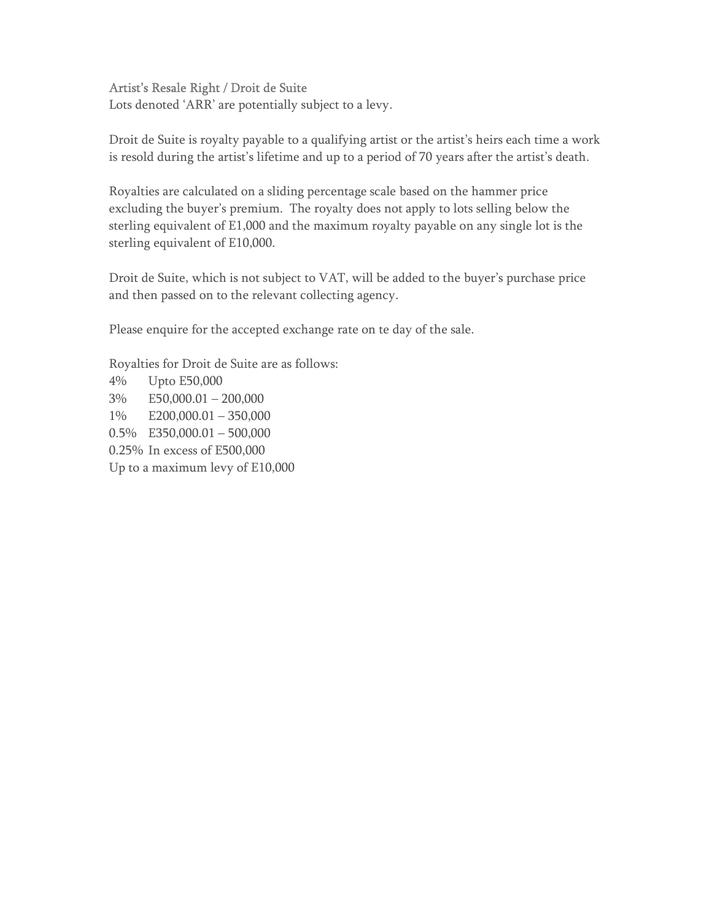## Artist's Resale Right / Droit de Suite

Lots denoted 'ARR' are potentially subject to a levy.

Droit de Suite is royalty payable to a qualifying artist or the artist's heirs each time a work is resold during the artist's lifetime and up to a period of 70 years after the artist's death.

Royalties are calculated on a sliding percentage scale based on the hammer price excluding the buyer's premium. The royalty does not apply to lots selling below the sterling equivalent of E1,000 and the maximum royalty payable on any single lot is the sterling equivalent of E10,000.

Droit de Suite, which is not subject to VAT, will be added to the buyer's purchase price and then passed on to the relevant collecting agency.

Please enquire for the accepted exchange rate on te day of the sale.

Royalties for Droit de Suite are as follows:

4% Upto E50,000
3% E50,000.01 – 200,000
1% E200,000.01 – 350,000
0.5% E350,000.01 – 500,000
0.25% In excess of E500,000
Up to a maximum levy of E10,000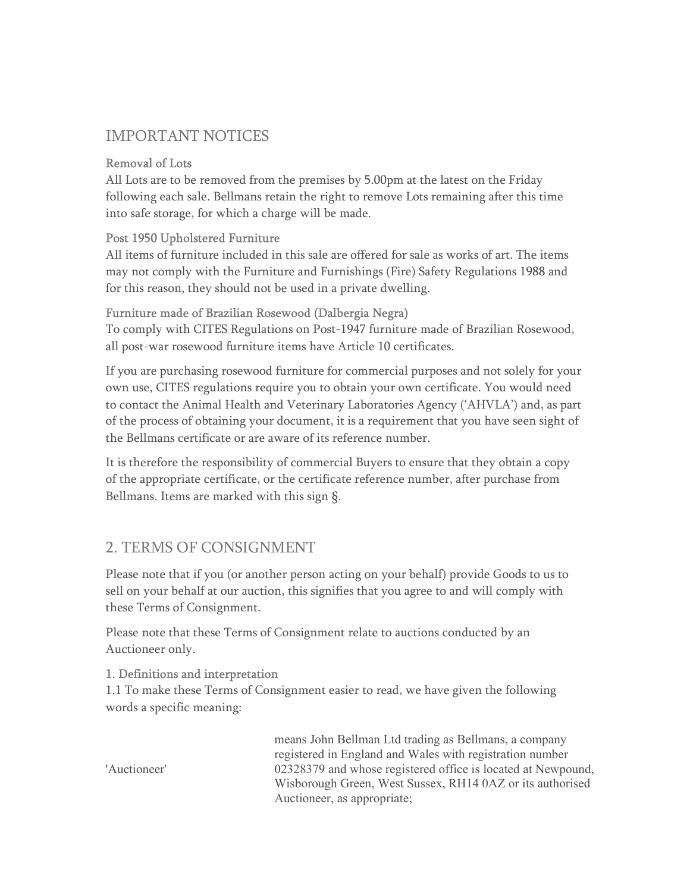## IMPORTANT NOTICES

### Removal of Lots

All Lots are to be removed from the premises by 5.00pm at the latest on the Friday following each sale. Bellmans retain the right to remove Lots remaining after this time into safe storage, for which a charge will be made.

### Post 1950 Upholstered Furniture

All items of furniture included in this sale are offered for sale as works of art. The items may not comply with the Furniture and Furnishings (Fire) Safety Regulations 1988 and for this reason, they should not be used in a private dwelling.

### Furniture made of Brazilian Rosewood (Dalbergia Negra)

To comply with CITES Regulations on Post-1947 furniture made of Brazilian Rosewood, all post-war rosewood furniture items have Article 10 certificates.

If you are purchasing rosewood furniture for commercial purposes and not solely for your own use, CITES regulations require you to obtain your own certificate. You would need to contact the Animal Health and Veterinary Laboratories Agency ('AHVLA') and, as part of the process of obtaining your document, it is a requirement that you have seen sight of the Bellmans certificate or are aware of its reference number.

It is therefore the responsibility of commercial Buyers to ensure that they obtain a copy of the appropriate certificate, or the certificate reference number, after purchase from Bellmans. Items are marked with this sign §.

## 2. TERMS OF CONSIGNMENT

Please note that if you (or another person acting on your behalf) provide Goods to us to sell on your behalf at our auction, this signifies that you agree to and will comply with these Terms of Consignment.

Please note that these Terms of Consignment relate to auctions conducted by an Auctioneer only.

### 1. Definitions and interpretation

1.1 To make these Terms of Consignment easier to read, we have given the following words a specific meaning:

| | |
|---|---|
| 'Auctioneer' | means John Bellman Ltd trading as Bellmans, a company registered in England and Wales with registration number 02328379 and whose registered office is located at Newpound, Wisborough Green, West Sussex, RH14 0AZ or its authorised Auctioneer, as appropriate; |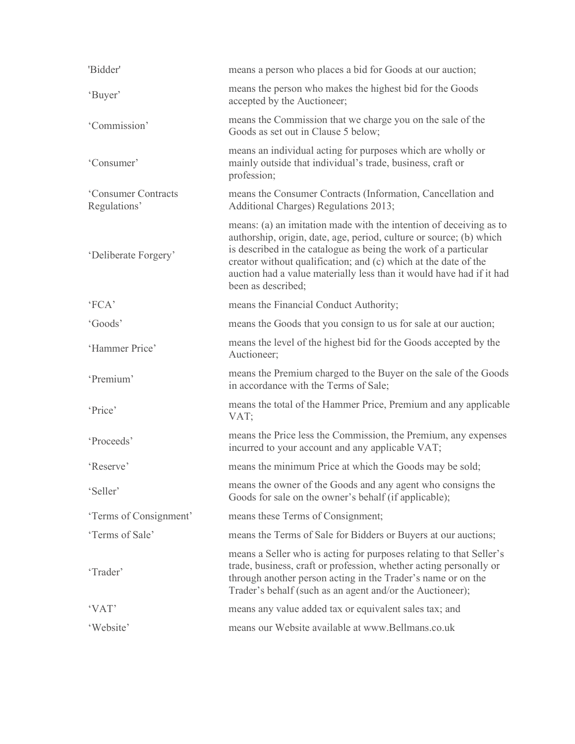| | |
|---|---|
| 'Bidder' | means a person who places a bid for Goods at our auction; |
| 'Buyer' | means the person who makes the highest bid for the Goods accepted by the Auctioneer; |
| 'Commission' | means the Commission that we charge you on the sale of the Goods as set out in Clause 5 below; |
| 'Consumer' | means an individual acting for purposes which are wholly or mainly outside that individual's trade, business, craft or profession; |
| 'Consumer Contracts Regulations' | means the Consumer Contracts (Information, Cancellation and Additional Charges) Regulations 2013; |
| 'Deliberate Forgery' | means: (a) an imitation made with the intention of deceiving as to authorship, origin, date, age, period, culture or source; (b) which is described in the catalogue as being the work of a particular creator without qualification; and (c) which at the date of the auction had a value materially less than it would have had if it had been as described; |
| 'FCA' | means the Financial Conduct Authority; |
| 'Goods' | means the Goods that you consign to us for sale at our auction; |
| 'Hammer Price' | means the level of the highest bid for the Goods accepted by the Auctioneer; |
| 'Premium' | means the Premium charged to the Buyer on the sale of the Goods in accordance with the Terms of Sale; |
| 'Price' | means the total of the Hammer Price, Premium and any applicable VAT; |
| 'Proceeds' | means the Price less the Commission, the Premium, any expenses incurred to your account and any applicable VAT; |
| 'Reserve' | means the minimum Price at which the Goods may be sold; |
| 'Seller' | means the owner of the Goods and any agent who consigns the Goods for sale on the owner's behalf (if applicable); |
| 'Terms of Consignment' | means these Terms of Consignment; |
| 'Terms of Sale' | means the Terms of Sale for Bidders or Buyers at our auctions; |
| 'Trader' | means a Seller who is acting for purposes relating to that Seller's trade, business, craft or profession, whether acting personally or through another person acting in the Trader's name or on the Trader's behalf (such as an agent and/or the Auctioneer); |
| 'VAT' | means any value added tax or equivalent sales tax; and |
| 'Website' | means our Website available at www.Bellmans.co.uk |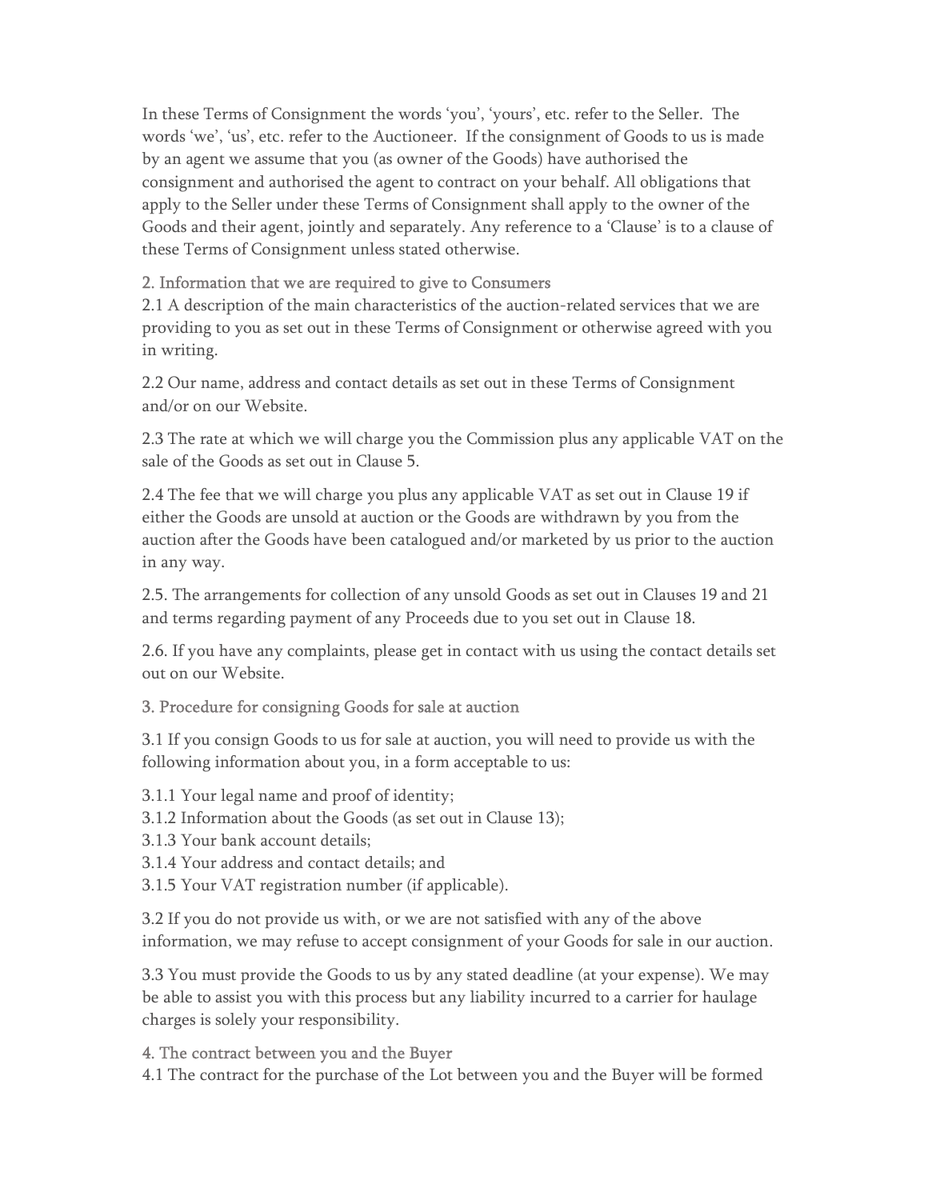In these Terms of Consignment the words 'you', 'yours', etc. refer to the Seller. The words 'we', 'us', etc. refer to the Auctioneer. If the consignment of Goods to us is made by an agent we assume that you (as owner of the Goods) have authorised the consignment and authorised the agent to contract on your behalf. All obligations that apply to the Seller under these Terms of Consignment shall apply to the owner of the Goods and their agent, jointly and separately. Any reference to a 'Clause' is to a clause of these Terms of Consignment unless stated otherwise.

## 2. Information that we are required to give to Consumers

2.1 A description of the main characteristics of the auction-related services that we are providing to you as set out in these Terms of Consignment or otherwise agreed with you in writing.

2.2 Our name, address and contact details as set out in these Terms of Consignment and/or on our Website.

2.3 The rate at which we will charge you the Commission plus any applicable VAT on the sale of the Goods as set out in Clause 5.

2.4 The fee that we will charge you plus any applicable VAT as set out in Clause 19 if either the Goods are unsold at auction or the Goods are withdrawn by you from the auction after the Goods have been catalogued and/or marketed by us prior to the auction in any way.

2.5. The arrangements for collection of any unsold Goods as set out in Clauses 19 and 21 and terms regarding payment of any Proceeds due to you set out in Clause 18.

2.6. If you have any complaints, please get in contact with us using the contact details set out on our Website.

## 3. Procedure for consigning Goods for sale at auction

3.1 If you consign Goods to us for sale at auction, you will need to provide us with the following information about you, in a form acceptable to us:

3.1.1 Your legal name and proof of identity;
3.1.2 Information about the Goods (as set out in Clause 13);
3.1.3 Your bank account details;
3.1.4 Your address and contact details; and
3.1.5 Your VAT registration number (if applicable).

3.2 If you do not provide us with, or we are not satisfied with any of the above information, we may refuse to accept consignment of your Goods for sale in our auction.

3.3 You must provide the Goods to us by any stated deadline (at your expense). We may be able to assist you with this process but any liability incurred to a carrier for haulage charges is solely your responsibility.

## 4. The contract between you and the Buyer

4.1 The contract for the purchase of the Lot between you and the Buyer will be formed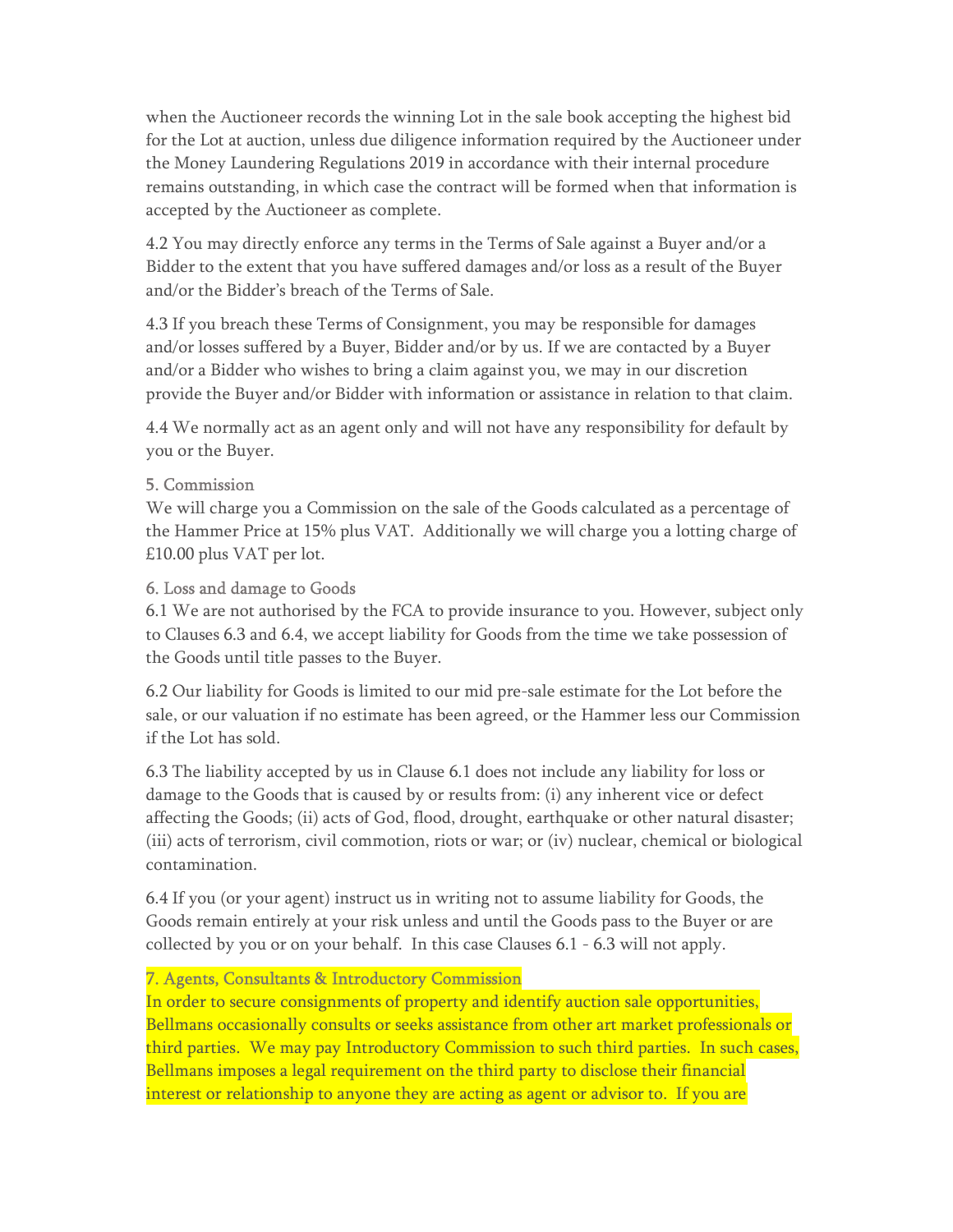when the Auctioneer records the winning Lot in the sale book accepting the highest bid for the Lot at auction, unless due diligence information required by the Auctioneer under the Money Laundering Regulations 2019 in accordance with their internal procedure remains outstanding, in which case the contract will be formed when that information is accepted by the Auctioneer as complete.

4.2 You may directly enforce any terms in the Terms of Sale against a Buyer and/or a Bidder to the extent that you have suffered damages and/or loss as a result of the Buyer and/or the Bidder's breach of the Terms of Sale.

4.3 If you breach these Terms of Consignment, you may be responsible for damages and/or losses suffered by a Buyer, Bidder and/or by us. If we are contacted by a Buyer and/or a Bidder who wishes to bring a claim against you, we may in our discretion provide the Buyer and/or Bidder with information or assistance in relation to that claim.

4.4 We normally act as an agent only and will not have any responsibility for default by you or the Buyer.

5. Commission

We will charge you a Commission on the sale of the Goods calculated as a percentage of the Hammer Price at 15% plus VAT. Additionally we will charge you a lotting charge of £10.00 plus VAT per lot.

6. Loss and damage to Goods

6.1 We are not authorised by the FCA to provide insurance to you. However, subject only to Clauses 6.3 and 6.4, we accept liability for Goods from the time we take possession of the Goods until title passes to the Buyer.

6.2 Our liability for Goods is limited to our mid pre-sale estimate for the Lot before the sale, or our valuation if no estimate has been agreed, or the Hammer less our Commission if the Lot has sold.

6.3 The liability accepted by us in Clause 6.1 does not include any liability for loss or damage to the Goods that is caused by or results from: (i) any inherent vice or defect affecting the Goods; (ii) acts of God, flood, drought, earthquake or other natural disaster; (iii) acts of terrorism, civil commotion, riots or war; or (iv) nuclear, chemical or biological contamination.

6.4 If you (or your agent) instruct us in writing not to assume liability for Goods, the Goods remain entirely at your risk unless and until the Goods pass to the Buyer or are collected by you or on your behalf. In this case Clauses 6.1 - 6.3 will not apply.

7. Agents, Consultants & Introductory Commission

In order to secure consignments of property and identify auction sale opportunities, Bellmans occasionally consults or seeks assistance from other art market professionals or third parties. We may pay Introductory Commission to such third parties. In such cases, Bellmans imposes a legal requirement on the third party to disclose their financial interest or relationship to anyone they are acting as agent or advisor to. If you are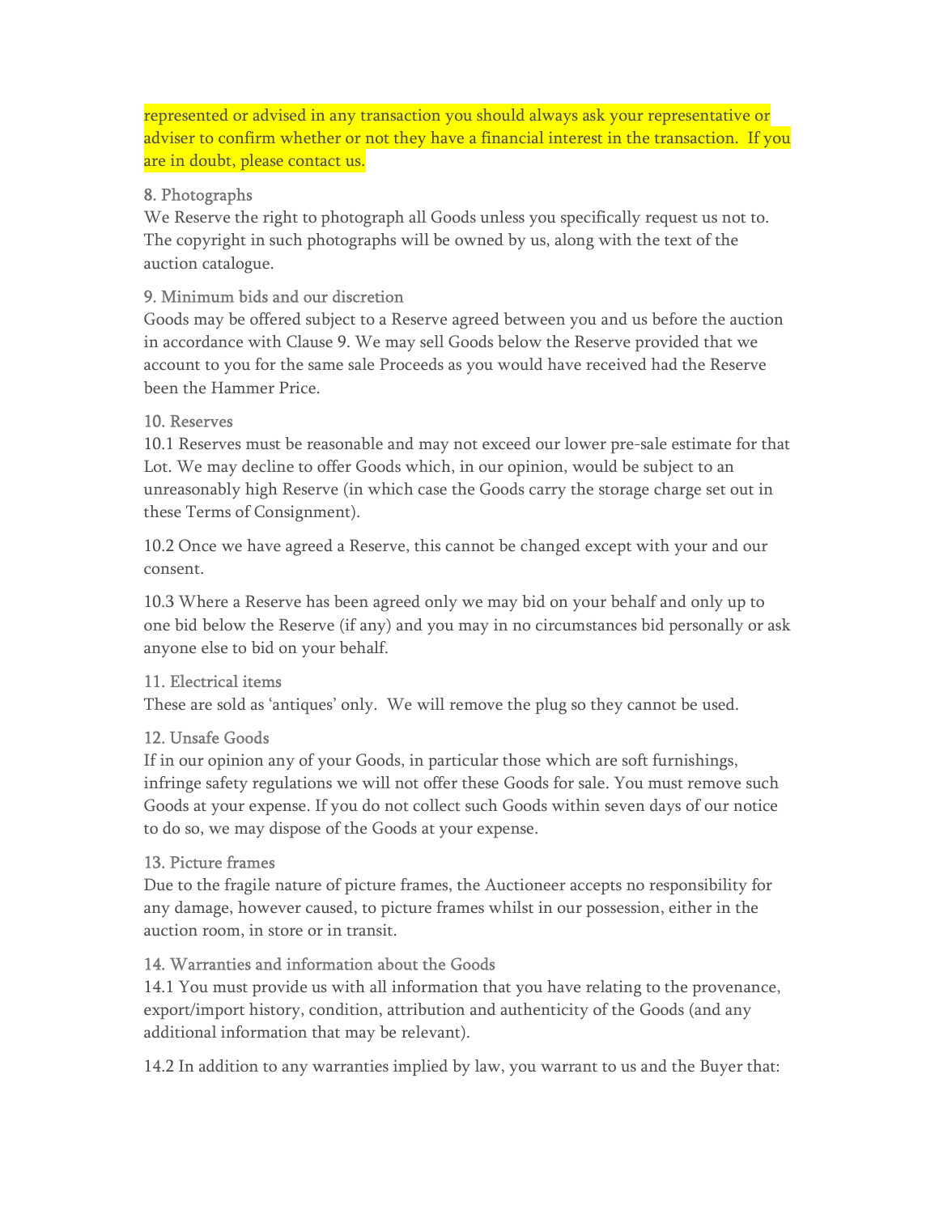represented or advised in any transaction you should always ask your representative or adviser to confirm whether or not they have a financial interest in the transaction. If you are in doubt, please contact us.

### 8. Photographs

We Reserve the right to photograph all Goods unless you specifically request us not to. The copyright in such photographs will be owned by us, along with the text of the auction catalogue.

### 9. Minimum bids and our discretion

Goods may be offered subject to a Reserve agreed between you and us before the auction in accordance with Clause 9. We may sell Goods below the Reserve provided that we account to you for the same sale Proceeds as you would have received had the Reserve been the Hammer Price.

### 10. Reserves

10.1 Reserves must be reasonable and may not exceed our lower pre-sale estimate for that Lot. We may decline to offer Goods which, in our opinion, would be subject to an unreasonably high Reserve (in which case the Goods carry the storage charge set out in these Terms of Consignment).

10.2 Once we have agreed a Reserve, this cannot be changed except with your and our consent.

10.3 Where a Reserve has been agreed only we may bid on your behalf and only up to one bid below the Reserve (if any) and you may in no circumstances bid personally or ask anyone else to bid on your behalf.

### 11. Electrical items

These are sold as 'antiques' only. We will remove the plug so they cannot be used.

### 12. Unsafe Goods

If in our opinion any of your Goods, in particular those which are soft furnishings, infringe safety regulations we will not offer these Goods for sale. You must remove such Goods at your expense. If you do not collect such Goods within seven days of our notice to do so, we may dispose of the Goods at your expense.

### 13. Picture frames

Due to the fragile nature of picture frames, the Auctioneer accepts no responsibility for any damage, however caused, to picture frames whilst in our possession, either in the auction room, in store or in transit.

### 14. Warranties and information about the Goods

14.1 You must provide us with all information that you have relating to the provenance, export/import history, condition, attribution and authenticity of the Goods (and any additional information that may be relevant).

14.2 In addition to any warranties implied by law, you warrant to us and the Buyer that: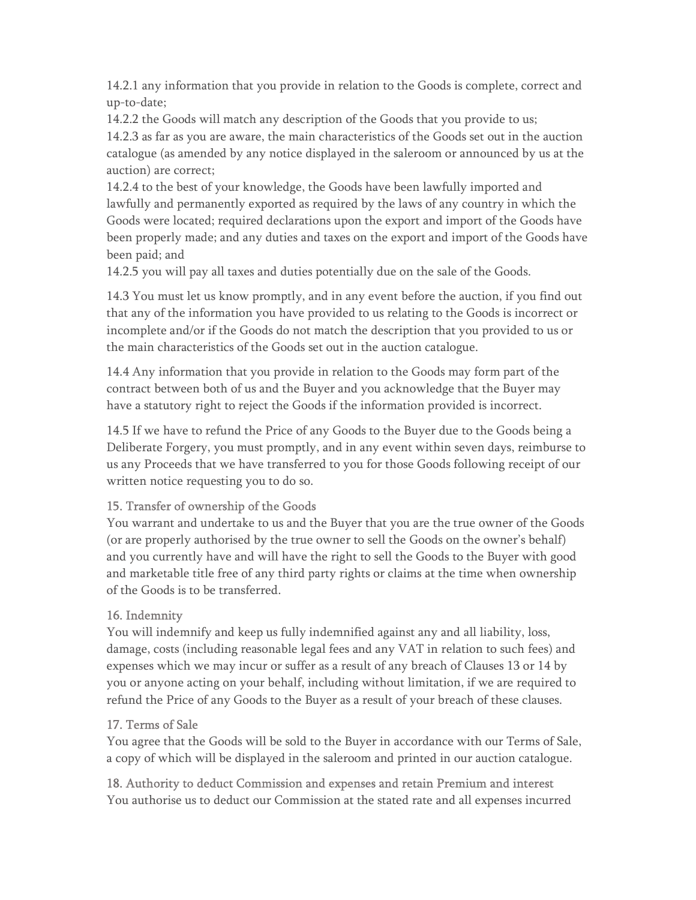14.2.1 any information that you provide in relation to the Goods is complete, correct and up-to-date;

14.2.2 the Goods will match any description of the Goods that you provide to us;

14.2.3 as far as you are aware, the main characteristics of the Goods set out in the auction catalogue (as amended by any notice displayed in the saleroom or announced by us at the auction) are correct;

14.2.4 to the best of your knowledge, the Goods have been lawfully imported and lawfully and permanently exported as required by the laws of any country in which the Goods were located; required declarations upon the export and import of the Goods have been properly made; and any duties and taxes on the export and import of the Goods have been paid; and

14.2.5 you will pay all taxes and duties potentially due on the sale of the Goods.

14.3 You must let us know promptly, and in any event before the auction, if you find out that any of the information you have provided to us relating to the Goods is incorrect or incomplete and/or if the Goods do not match the description that you provided to us or the main characteristics of the Goods set out in the auction catalogue.

14.4 Any information that you provide in relation to the Goods may form part of the contract between both of us and the Buyer and you acknowledge that the Buyer may have a statutory right to reject the Goods if the information provided is incorrect.

14.5 If we have to refund the Price of any Goods to the Buyer due to the Goods being a Deliberate Forgery, you must promptly, and in any event within seven days, reimburse to us any Proceeds that we have transferred to you for those Goods following receipt of our written notice requesting you to do so.

### 15. Transfer of ownership of the Goods

You warrant and undertake to us and the Buyer that you are the true owner of the Goods (or are properly authorised by the true owner to sell the Goods on the owner's behalf) and you currently have and will have the right to sell the Goods to the Buyer with good and marketable title free of any third party rights or claims at the time when ownership of the Goods is to be transferred.

### 16. Indemnity

You will indemnify and keep us fully indemnified against any and all liability, loss, damage, costs (including reasonable legal fees and any VAT in relation to such fees) and expenses which we may incur or suffer as a result of any breach of Clauses 13 or 14 by you or anyone acting on your behalf, including without limitation, if we are required to refund the Price of any Goods to the Buyer as a result of your breach of these clauses.

### 17. Terms of Sale

You agree that the Goods will be sold to the Buyer in accordance with our Terms of Sale, a copy of which will be displayed in the saleroom and printed in our auction catalogue.

### 18. Authority to deduct Commission and expenses and retain Premium and interest

You authorise us to deduct our Commission at the stated rate and all expenses incurred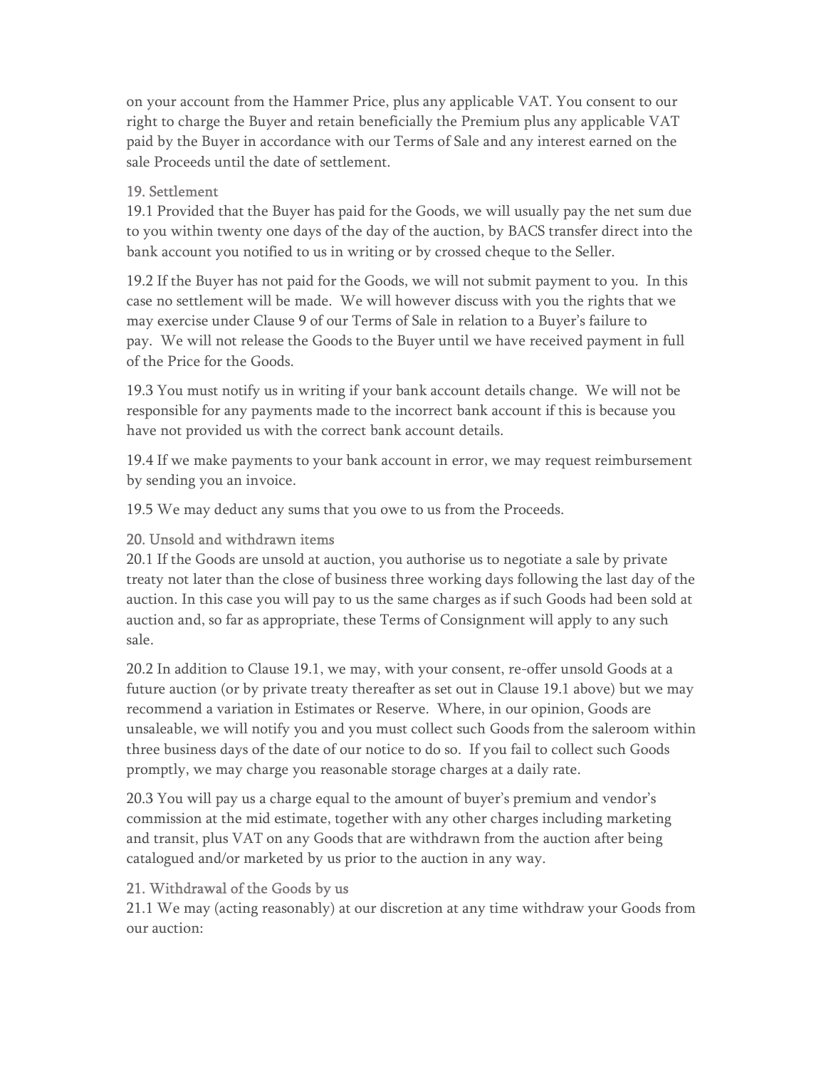on your account from the Hammer Price, plus any applicable VAT. You consent to our right to charge the Buyer and retain beneficially the Premium plus any applicable VAT paid by the Buyer in accordance with our Terms of Sale and any interest earned on the sale Proceeds until the date of settlement.

### 19. Settlement

19.1 Provided that the Buyer has paid for the Goods, we will usually pay the net sum due to you within twenty one days of the day of the auction, by BACS transfer direct into the bank account you notified to us in writing or by crossed cheque to the Seller.

19.2 If the Buyer has not paid for the Goods, we will not submit payment to you. In this case no settlement will be made. We will however discuss with you the rights that we may exercise under Clause 9 of our Terms of Sale in relation to a Buyer's failure to pay. We will not release the Goods to the Buyer until we have received payment in full of the Price for the Goods.

19.3 You must notify us in writing if your bank account details change. We will not be responsible for any payments made to the incorrect bank account if this is because you have not provided us with the correct bank account details.

19.4 If we make payments to your bank account in error, we may request reimbursement by sending you an invoice.

19.5 We may deduct any sums that you owe to us from the Proceeds.

### 20. Unsold and withdrawn items

20.1 If the Goods are unsold at auction, you authorise us to negotiate a sale by private treaty not later than the close of business three working days following the last day of the auction. In this case you will pay to us the same charges as if such Goods had been sold at auction and, so far as appropriate, these Terms of Consignment will apply to any such sale.

20.2 In addition to Clause 19.1, we may, with your consent, re-offer unsold Goods at a future auction (or by private treaty thereafter as set out in Clause 19.1 above) but we may recommend a variation in Estimates or Reserve. Where, in our opinion, Goods are unsaleable, we will notify you and you must collect such Goods from the saleroom within three business days of the date of our notice to do so. If you fail to collect such Goods promptly, we may charge you reasonable storage charges at a daily rate.

20.3 You will pay us a charge equal to the amount of buyer's premium and vendor's commission at the mid estimate, together with any other charges including marketing and transit, plus VAT on any Goods that are withdrawn from the auction after being catalogued and/or marketed by us prior to the auction in any way.

### 21. Withdrawal of the Goods by us

21.1 We may (acting reasonably) at our discretion at any time withdraw your Goods from our auction: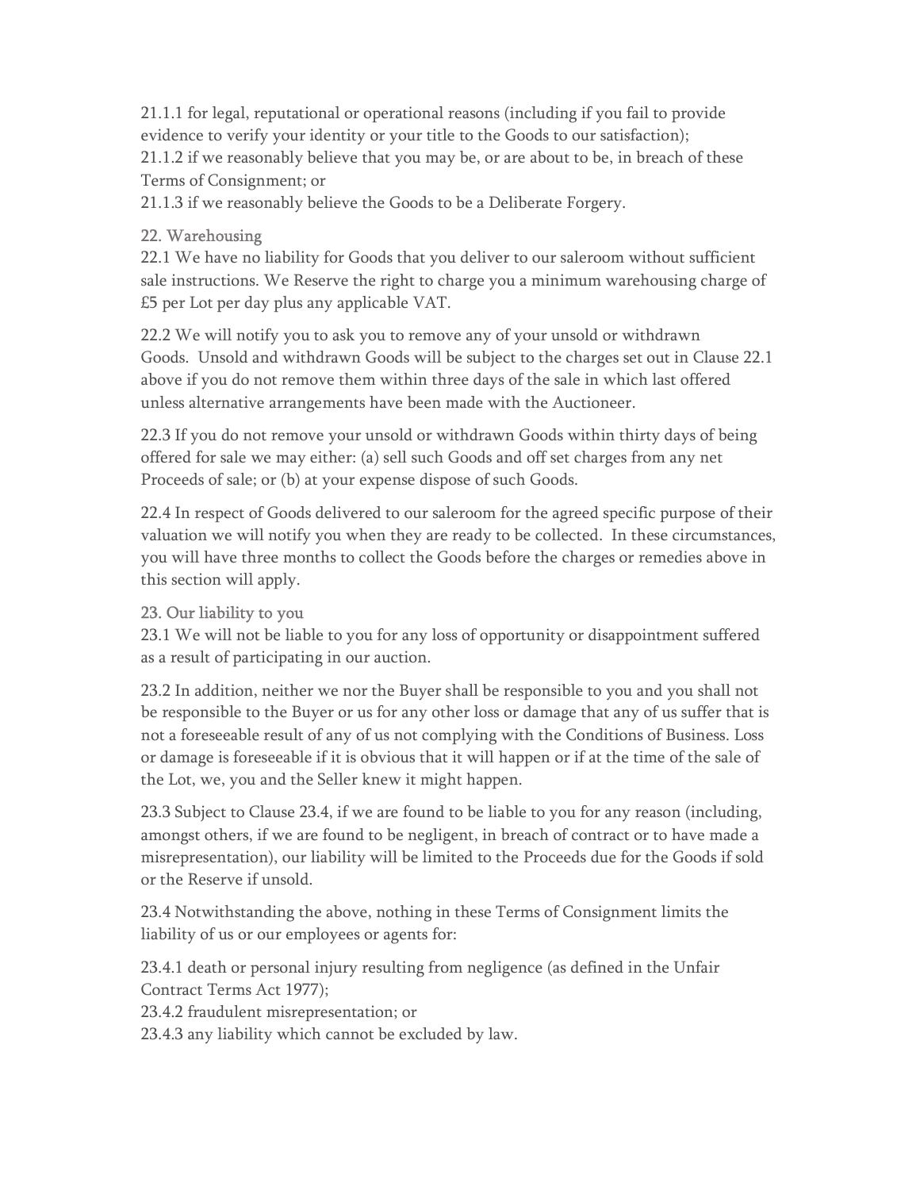21.1.1 for legal, reputational or operational reasons (including if you fail to provide evidence to verify your identity or your title to the Goods to our satisfaction);
21.1.2 if we reasonably believe that you may be, or are about to be, in breach of these Terms of Consignment; or
21.1.3 if we reasonably believe the Goods to be a Deliberate Forgery.

## 22. Warehousing

22.1 We have no liability for Goods that you deliver to our saleroom without sufficient sale instructions. We Reserve the right to charge you a minimum warehousing charge of £5 per Lot per day plus any applicable VAT.

22.2 We will notify you to ask you to remove any of your unsold or withdrawn Goods. Unsold and withdrawn Goods will be subject to the charges set out in Clause 22.1 above if you do not remove them within three days of the sale in which last offered unless alternative arrangements have been made with the Auctioneer.

22.3 If you do not remove your unsold or withdrawn Goods within thirty days of being offered for sale we may either: (a) sell such Goods and off set charges from any net Proceeds of sale; or (b) at your expense dispose of such Goods.

22.4 In respect of Goods delivered to our saleroom for the agreed specific purpose of their valuation we will notify you when they are ready to be collected. In these circumstances, you will have three months to collect the Goods before the charges or remedies above in this section will apply.

## 23. Our liability to you

23.1 We will not be liable to you for any loss of opportunity or disappointment suffered as a result of participating in our auction.

23.2 In addition, neither we nor the Buyer shall be responsible to you and you shall not be responsible to the Buyer or us for any other loss or damage that any of us suffer that is not a foreseeable result of any of us not complying with the Conditions of Business. Loss or damage is foreseeable if it is obvious that it will happen or if at the time of the sale of the Lot, we, you and the Seller knew it might happen.

23.3 Subject to Clause 23.4, if we are found to be liable to you for any reason (including, amongst others, if we are found to be negligent, in breach of contract or to have made a misrepresentation), our liability will be limited to the Proceeds due for the Goods if sold or the Reserve if unsold.

23.4 Notwithstanding the above, nothing in these Terms of Consignment limits the liability of us or our employees or agents for:

23.4.1 death or personal injury resulting from negligence (as defined in the Unfair Contract Terms Act 1977);
23.4.2 fraudulent misrepresentation; or
23.4.3 any liability which cannot be excluded by law.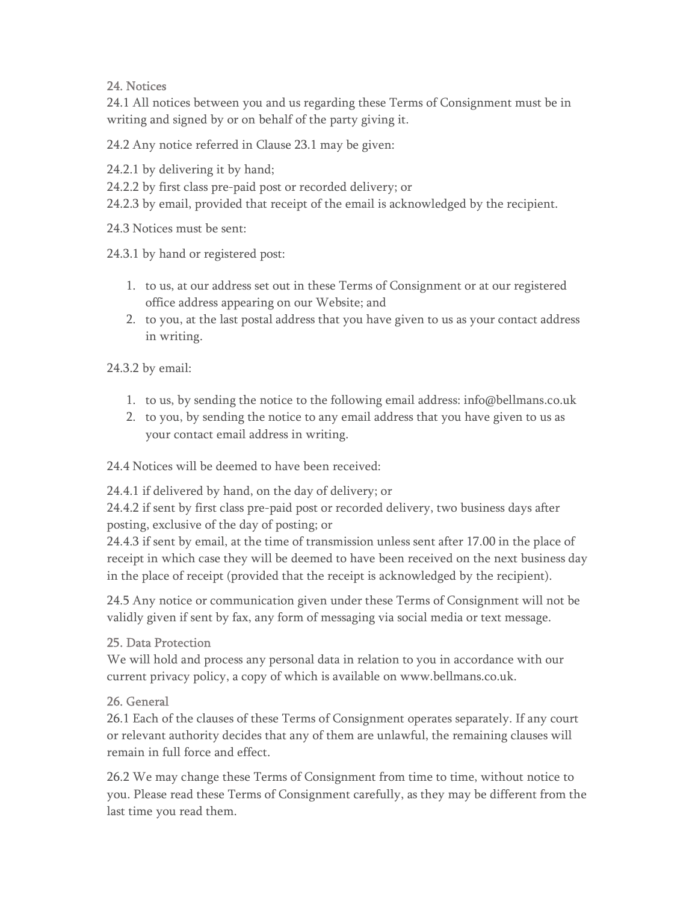## 24. Notices

24.1 All notices between you and us regarding these Terms of Consignment must be in writing and signed by or on behalf of the party giving it.

24.2 Any notice referred in Clause 23.1 may be given:

24.2.1 by delivering it by hand;
24.2.2 by first class pre-paid post or recorded delivery; or
24.2.3 by email, provided that receipt of the email is acknowledged by the recipient.

24.3 Notices must be sent:

24.3.1 by hand or registered post:

1. to us, at our address set out in these Terms of Consignment or at our registered office address appearing on our Website; and
2. to you, at the last postal address that you have given to us as your contact address in writing.

24.3.2 by email:

1. to us, by sending the notice to the following email address: info@bellmans.co.uk
2. to you, by sending the notice to any email address that you have given to us as your contact email address in writing.

24.4 Notices will be deemed to have been received:

24.4.1 if delivered by hand, on the day of delivery; or
24.4.2 if sent by first class pre-paid post or recorded delivery, two business days after posting, exclusive of the day of posting; or
24.4.3 if sent by email, at the time of transmission unless sent after 17.00 in the place of receipt in which case they will be deemed to have been received on the next business day in the place of receipt (provided that the receipt is acknowledged by the recipient).

24.5 Any notice or communication given under these Terms of Consignment will not be validly given if sent by fax, any form of messaging via social media or text message.

## 25. Data Protection

We will hold and process any personal data in relation to you in accordance with our current privacy policy, a copy of which is available on www.bellmans.co.uk.

## 26. General

26.1 Each of the clauses of these Terms of Consignment operates separately. If any court or relevant authority decides that any of them are unlawful, the remaining clauses will remain in full force and effect.

26.2 We may change these Terms of Consignment from time to time, without notice to you. Please read these Terms of Consignment carefully, as they may be different from the last time you read them.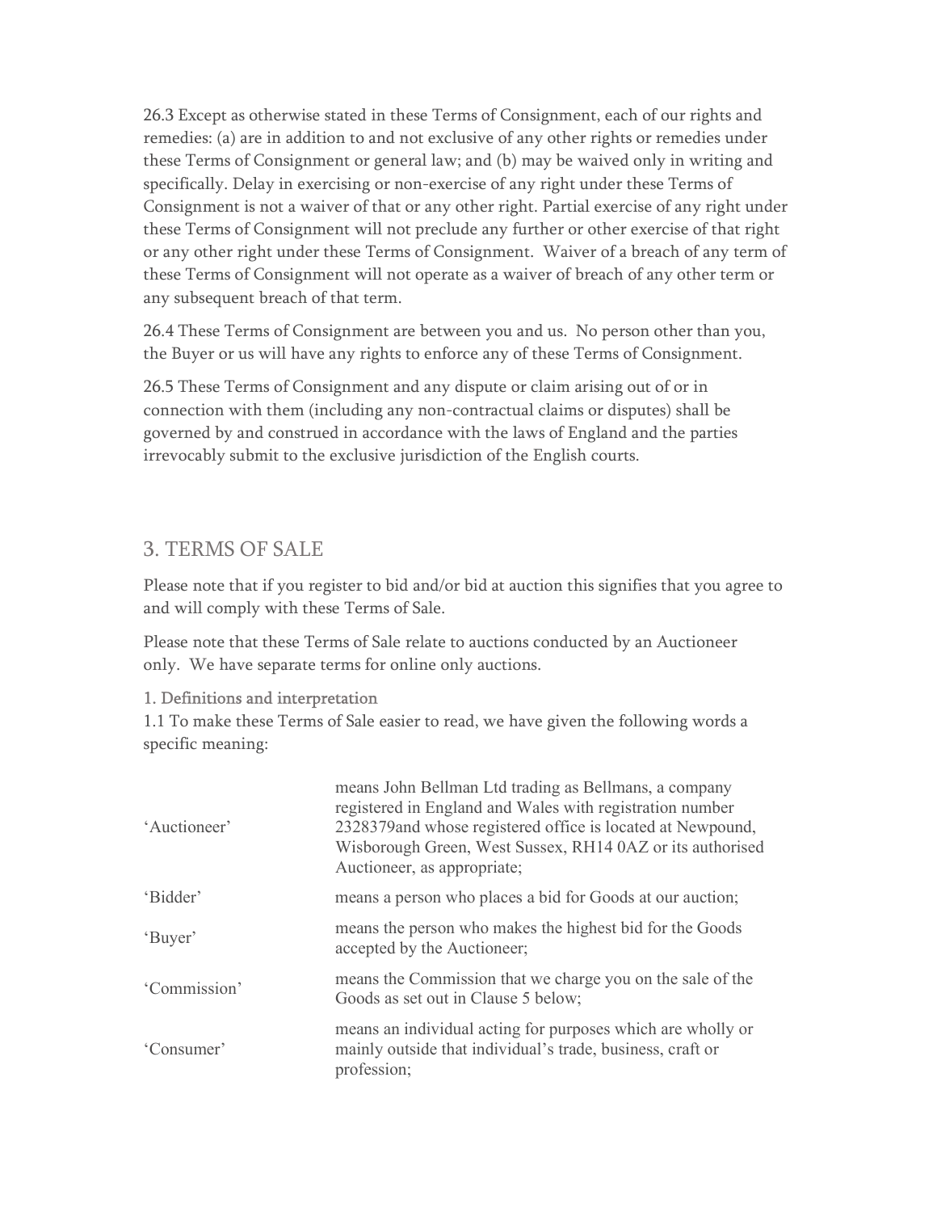26.3 Except as otherwise stated in these Terms of Consignment, each of our rights and remedies: (a) are in addition to and not exclusive of any other rights or remedies under these Terms of Consignment or general law; and (b) may be waived only in writing and specifically. Delay in exercising or non-exercise of any right under these Terms of Consignment is not a waiver of that or any other right. Partial exercise of any right under these Terms of Consignment will not preclude any further or other exercise of that right or any other right under these Terms of Consignment. Waiver of a breach of any term of these Terms of Consignment will not operate as a waiver of breach of any other term or any subsequent breach of that term.

26.4 These Terms of Consignment are between you and us. No person other than you, the Buyer or us will have any rights to enforce any of these Terms of Consignment.

26.5 These Terms of Consignment and any dispute or claim arising out of or in connection with them (including any non-contractual claims or disputes) shall be governed by and construed in accordance with the laws of England and the parties irrevocably submit to the exclusive jurisdiction of the English courts.

## 3. TERMS OF SALE

Please note that if you register to bid and/or bid at auction this signifies that you agree to and will comply with these Terms of Sale.

Please note that these Terms of Sale relate to auctions conducted by an Auctioneer only. We have separate terms for online only auctions.

### 1. Definitions and interpretation

1.1 To make these Terms of Sale easier to read, we have given the following words a specific meaning:

| | |
|---|---|
| 'Auctioneer' | means John Bellman Ltd trading as Bellmans, a company registered in England and Wales with registration number 2328379and whose registered office is located at Newpound, Wisborough Green, West Sussex, RH14 0AZ or its authorised Auctioneer, as appropriate; |
| 'Bidder' | means a person who places a bid for Goods at our auction; |
| 'Buyer' | means the person who makes the highest bid for the Goods accepted by the Auctioneer; |
| 'Commission' | means the Commission that we charge you on the sale of the Goods as set out in Clause 5 below; |
| 'Consumer' | means an individual acting for purposes which are wholly or mainly outside that individual's trade, business, craft or profession; |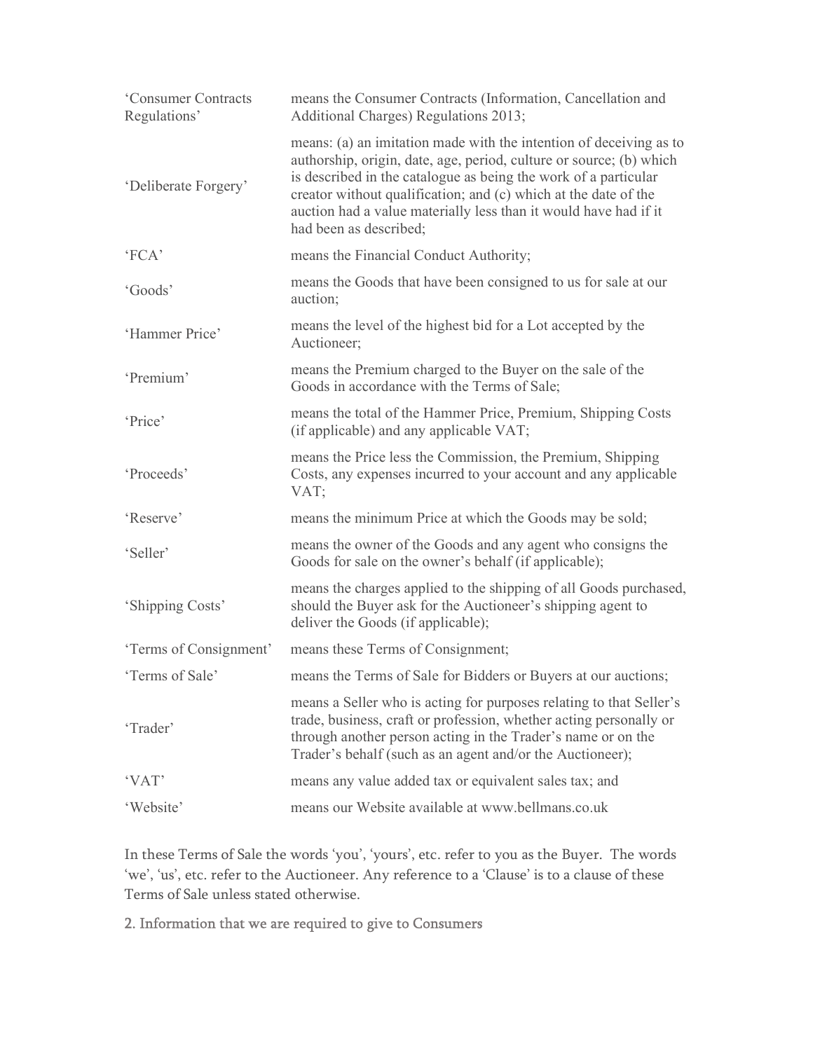| | |
|---|---|
| 'Consumer Contracts Regulations' | means the Consumer Contracts (Information, Cancellation and Additional Charges) Regulations 2013; |
| 'Deliberate Forgery' | means: (a) an imitation made with the intention of deceiving as to authorship, origin, date, age, period, culture or source; (b) which is described in the catalogue as being the work of a particular creator without qualification; and (c) which at the date of the auction had a value materially less than it would have had if it had been as described; |
| 'FCA' | means the Financial Conduct Authority; |
| 'Goods' | means the Goods that have been consigned to us for sale at our auction; |
| 'Hammer Price' | means the level of the highest bid for a Lot accepted by the Auctioneer; |
| 'Premium' | means the Premium charged to the Buyer on the sale of the Goods in accordance with the Terms of Sale; |
| 'Price' | means the total of the Hammer Price, Premium, Shipping Costs (if applicable) and any applicable VAT; |
| 'Proceeds' | means the Price less the Commission, the Premium, Shipping Costs, any expenses incurred to your account and any applicable VAT; |
| 'Reserve' | means the minimum Price at which the Goods may be sold; |
| 'Seller' | means the owner of the Goods and any agent who consigns the Goods for sale on the owner's behalf (if applicable); |
| 'Shipping Costs' | means the charges applied to the shipping of all Goods purchased, should the Buyer ask for the Auctioneer's shipping agent to deliver the Goods (if applicable); |
| 'Terms of Consignment' | means these Terms of Consignment; |
| 'Terms of Sale' | means the Terms of Sale for Bidders or Buyers at our auctions; |
| 'Trader' | means a Seller who is acting for purposes relating to that Seller's trade, business, craft or profession, whether acting personally or through another person acting in the Trader's name or on the Trader's behalf (such as an agent and/or the Auctioneer); |
| 'VAT' | means any value added tax or equivalent sales tax; and |
| 'Website' | means our Website available at www.bellmans.co.uk |

In these Terms of Sale the words 'you', 'yours', etc. refer to you as the Buyer. The words 'we', 'us', etc. refer to the Auctioneer. Any reference to a 'Clause' is to a clause of these Terms of Sale unless stated otherwise.

## 2. Information that we are required to give to Consumers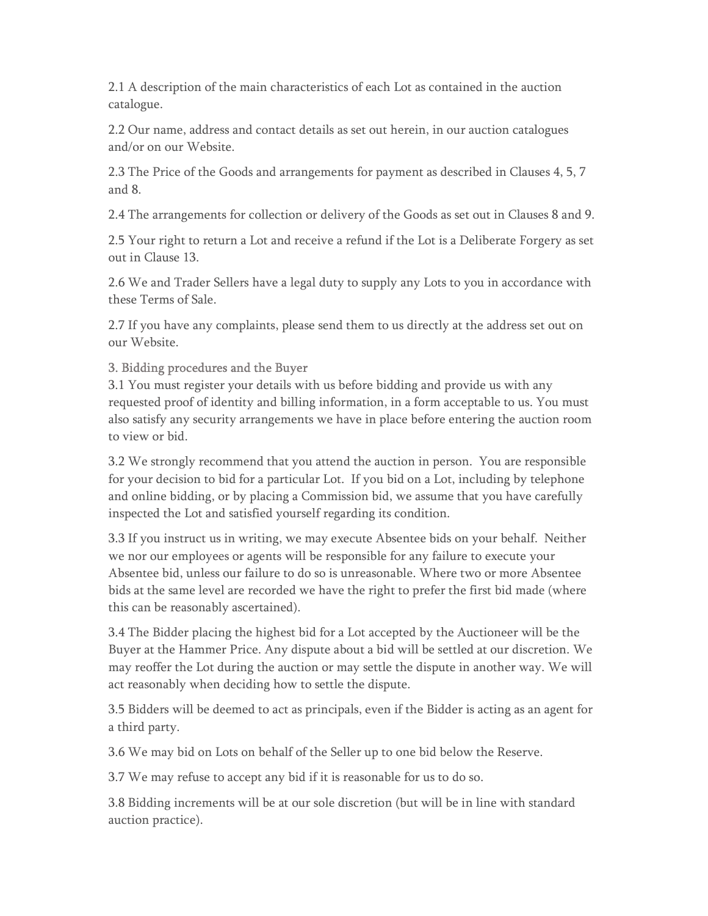2.1 A description of the main characteristics of each Lot as contained in the auction catalogue.

2.2 Our name, address and contact details as set out herein, in our auction catalogues and/or on our Website.

2.3 The Price of the Goods and arrangements for payment as described in Clauses 4, 5, 7 and 8.

2.4 The arrangements for collection or delivery of the Goods as set out in Clauses 8 and 9.

2.5 Your right to return a Lot and receive a refund if the Lot is a Deliberate Forgery as set out in Clause 13.

2.6 We and Trader Sellers have a legal duty to supply any Lots to you in accordance with these Terms of Sale.

2.7 If you have any complaints, please send them to us directly at the address set out on our Website.

## 3. Bidding procedures and the Buyer

3.1 You must register your details with us before bidding and provide us with any requested proof of identity and billing information, in a form acceptable to us. You must also satisfy any security arrangements we have in place before entering the auction room to view or bid.

3.2 We strongly recommend that you attend the auction in person. You are responsible for your decision to bid for a particular Lot. If you bid on a Lot, including by telephone and online bidding, or by placing a Commission bid, we assume that you have carefully inspected the Lot and satisfied yourself regarding its condition.

3.3 If you instruct us in writing, we may execute Absentee bids on your behalf. Neither we nor our employees or agents will be responsible for any failure to execute your Absentee bid, unless our failure to do so is unreasonable. Where two or more Absentee bids at the same level are recorded we have the right to prefer the first bid made (where this can be reasonably ascertained).

3.4 The Bidder placing the highest bid for a Lot accepted by the Auctioneer will be the Buyer at the Hammer Price. Any dispute about a bid will be settled at our discretion. We may reoffer the Lot during the auction or may settle the dispute in another way. We will act reasonably when deciding how to settle the dispute.

3.5 Bidders will be deemed to act as principals, even if the Bidder is acting as an agent for a third party.

3.6 We may bid on Lots on behalf of the Seller up to one bid below the Reserve.

3.7 We may refuse to accept any bid if it is reasonable for us to do so.

3.8 Bidding increments will be at our sole discretion (but will be in line with standard auction practice).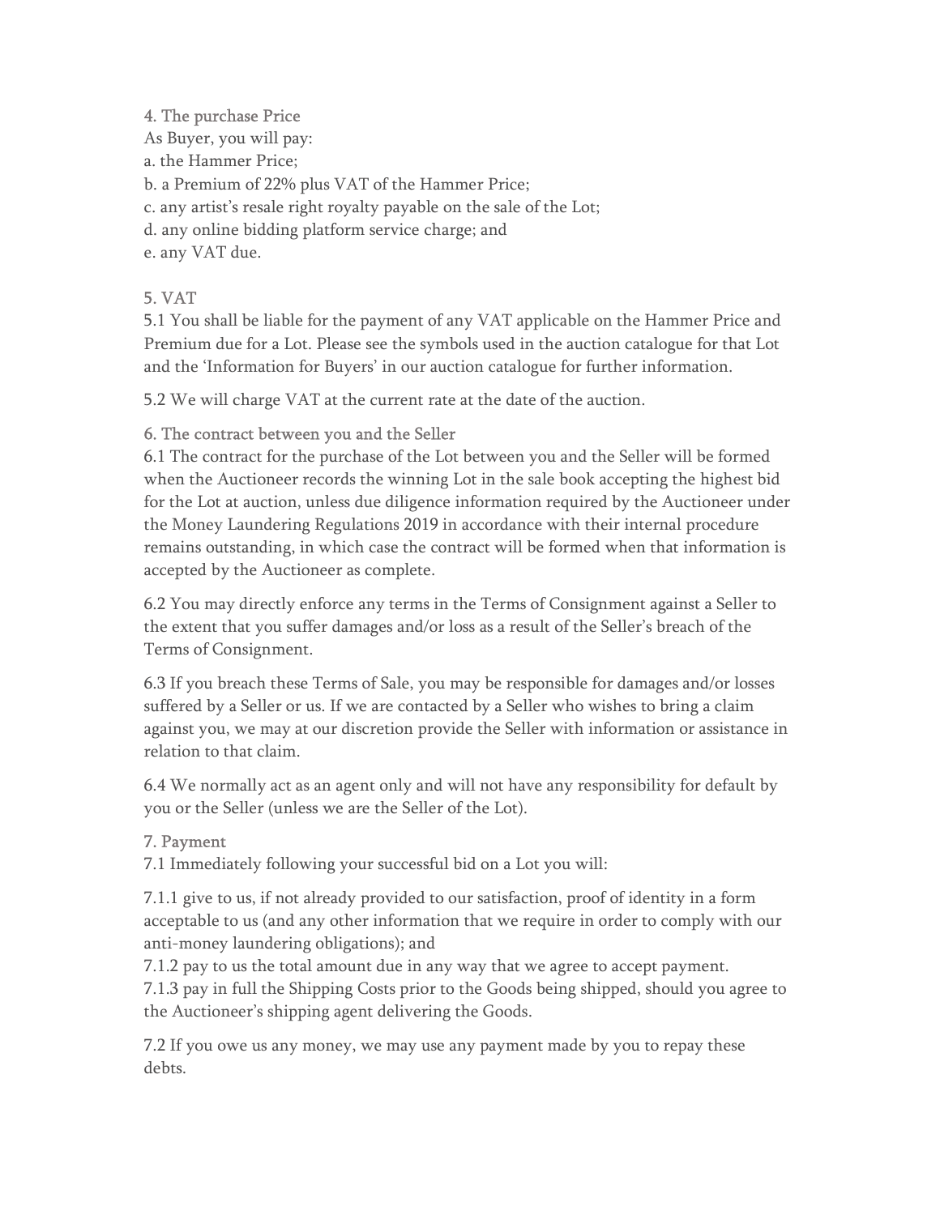## 4. The purchase Price

As Buyer, you will pay:

a. the Hammer Price;
b. a Premium of 22% plus VAT of the Hammer Price;
c. any artist's resale right royalty payable on the sale of the Lot;
d. any online bidding platform service charge; and
e. any VAT due.

## 5. VAT

5.1 You shall be liable for the payment of any VAT applicable on the Hammer Price and Premium due for a Lot. Please see the symbols used in the auction catalogue for that Lot and the 'Information for Buyers' in our auction catalogue for further information.

5.2 We will charge VAT at the current rate at the date of the auction.

## 6. The contract between you and the Seller

6.1 The contract for the purchase of the Lot between you and the Seller will be formed when the Auctioneer records the winning Lot in the sale book accepting the highest bid for the Lot at auction, unless due diligence information required by the Auctioneer under the Money Laundering Regulations 2019 in accordance with their internal procedure remains outstanding, in which case the contract will be formed when that information is accepted by the Auctioneer as complete.

6.2 You may directly enforce any terms in the Terms of Consignment against a Seller to the extent that you suffer damages and/or loss as a result of the Seller's breach of the Terms of Consignment.

6.3 If you breach these Terms of Sale, you may be responsible for damages and/or losses suffered by a Seller or us. If we are contacted by a Seller who wishes to bring a claim against you, we may at our discretion provide the Seller with information or assistance in relation to that claim.

6.4 We normally act as an agent only and will not have any responsibility for default by you or the Seller (unless we are the Seller of the Lot).

## 7. Payment

7.1 Immediately following your successful bid on a Lot you will:

7.1.1 give to us, if not already provided to our satisfaction, proof of identity in a form acceptable to us (and any other information that we require in order to comply with our anti-money laundering obligations); and
7.1.2 pay to us the total amount due in any way that we agree to accept payment.
7.1.3 pay in full the Shipping Costs prior to the Goods being shipped, should you agree to the Auctioneer's shipping agent delivering the Goods.

7.2 If you owe us any money, we may use any payment made by you to repay these debts.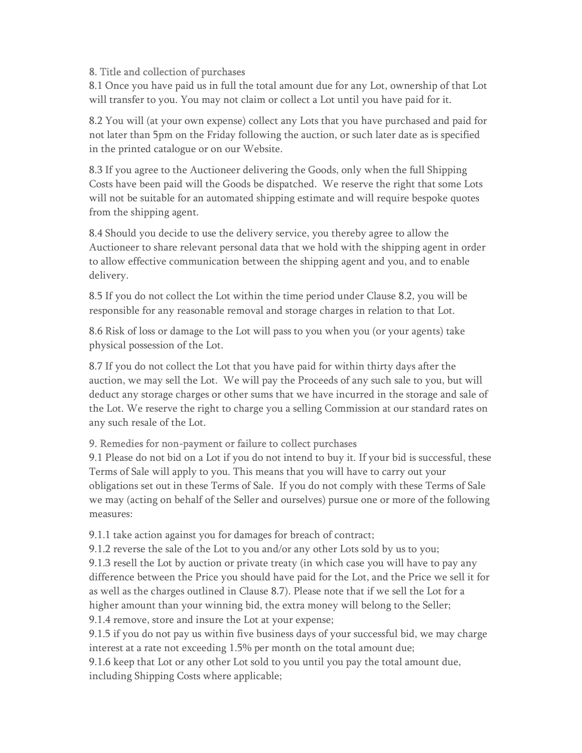## 8. Title and collection of purchases

8.1 Once you have paid us in full the total amount due for any Lot, ownership of that Lot will transfer to you. You may not claim or collect a Lot until you have paid for it.

8.2 You will (at your own expense) collect any Lots that you have purchased and paid for not later than 5pm on the Friday following the auction, or such later date as is specified in the printed catalogue or on our Website.

8.3 If you agree to the Auctioneer delivering the Goods, only when the full Shipping Costs have been paid will the Goods be dispatched. We reserve the right that some Lots will not be suitable for an automated shipping estimate and will require bespoke quotes from the shipping agent.

8.4 Should you decide to use the delivery service, you thereby agree to allow the Auctioneer to share relevant personal data that we hold with the shipping agent in order to allow effective communication between the shipping agent and you, and to enable delivery.

8.5 If you do not collect the Lot within the time period under Clause 8.2, you will be responsible for any reasonable removal and storage charges in relation to that Lot.

8.6 Risk of loss or damage to the Lot will pass to you when you (or your agents) take physical possession of the Lot.

8.7 If you do not collect the Lot that you have paid for within thirty days after the auction, we may sell the Lot. We will pay the Proceeds of any such sale to you, but will deduct any storage charges or other sums that we have incurred in the storage and sale of the Lot. We reserve the right to charge you a selling Commission at our standard rates on any such resale of the Lot.

## 9. Remedies for non-payment or failure to collect purchases

9.1 Please do not bid on a Lot if you do not intend to buy it. If your bid is successful, these Terms of Sale will apply to you. This means that you will have to carry out your obligations set out in these Terms of Sale. If you do not comply with these Terms of Sale we may (acting on behalf of the Seller and ourselves) pursue one or more of the following measures:

9.1.1 take action against you for damages for breach of contract;

9.1.2 reverse the sale of the Lot to you and/or any other Lots sold by us to you;

9.1.3 resell the Lot by auction or private treaty (in which case you will have to pay any difference between the Price you should have paid for the Lot, and the Price we sell it for as well as the charges outlined in Clause 8.7). Please note that if we sell the Lot for a higher amount than your winning bid, the extra money will belong to the Seller;

9.1.4 remove, store and insure the Lot at your expense;

9.1.5 if you do not pay us within five business days of your successful bid, we may charge interest at a rate not exceeding 1.5% per month on the total amount due;

9.1.6 keep that Lot or any other Lot sold to you until you pay the total amount due, including Shipping Costs where applicable;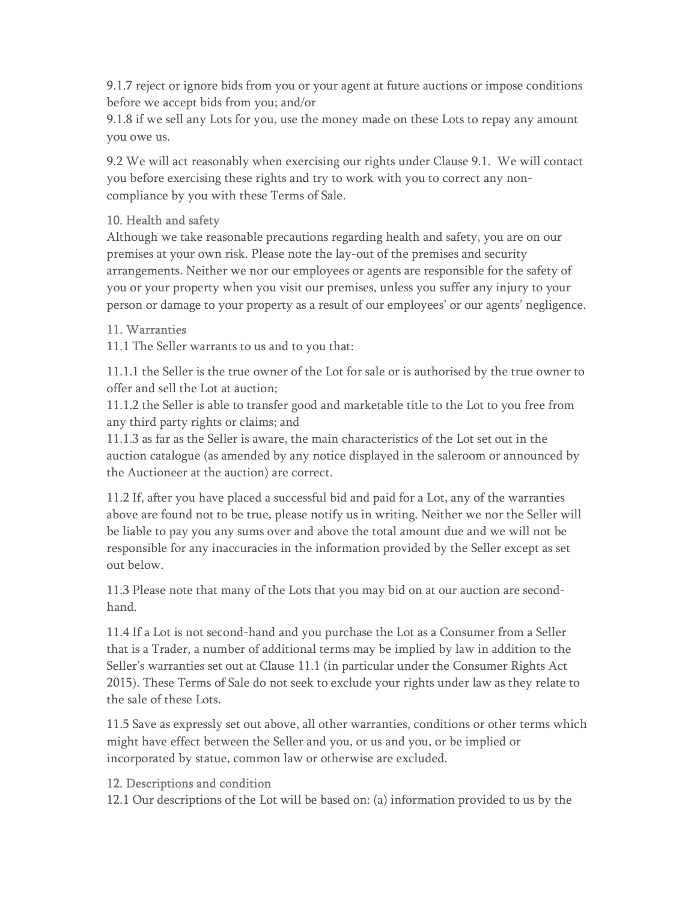9.1.7 reject or ignore bids from you or your agent at future auctions or impose conditions before we accept bids from you; and/or

9.1.8 if we sell any Lots for you, use the money made on these Lots to repay any amount you owe us.

9.2 We will act reasonably when exercising our rights under Clause 9.1. We will contact you before exercising these rights and try to work with you to correct any non-compliance by you with these Terms of Sale.

## 10. Health and safety

Although we take reasonable precautions regarding health and safety, you are on our premises at your own risk. Please note the lay-out of the premises and security arrangements. Neither we nor our employees or agents are responsible for the safety of you or your property when you visit our premises, unless you suffer any injury to your person or damage to your property as a result of our employees' or our agents' negligence.

## 11. Warranties

11.1 The Seller warrants to us and to you that:

11.1.1 the Seller is the true owner of the Lot for sale or is authorised by the true owner to offer and sell the Lot at auction;

11.1.2 the Seller is able to transfer good and marketable title to the Lot to you free from any third party rights or claims; and

11.1.3 as far as the Seller is aware, the main characteristics of the Lot set out in the auction catalogue (as amended by any notice displayed in the saleroom or announced by the Auctioneer at the auction) are correct.

11.2 If, after you have placed a successful bid and paid for a Lot, any of the warranties above are found not to be true, please notify us in writing. Neither we nor the Seller will be liable to pay you any sums over and above the total amount due and we will not be responsible for any inaccuracies in the information provided by the Seller except as set out below.

11.3 Please note that many of the Lots that you may bid on at our auction are second-hand.

11.4 If a Lot is not second-hand and you purchase the Lot as a Consumer from a Seller that is a Trader, a number of additional terms may be implied by law in addition to the Seller's warranties set out at Clause 11.1 (in particular under the Consumer Rights Act 2015). These Terms of Sale do not seek to exclude your rights under law as they relate to the sale of these Lots.

11.5 Save as expressly set out above, all other warranties, conditions or other terms which might have effect between the Seller and you, or us and you, or be implied or incorporated by statue, common law or otherwise are excluded.

## 12. Descriptions and condition

12.1 Our descriptions of the Lot will be based on: (a) information provided to us by the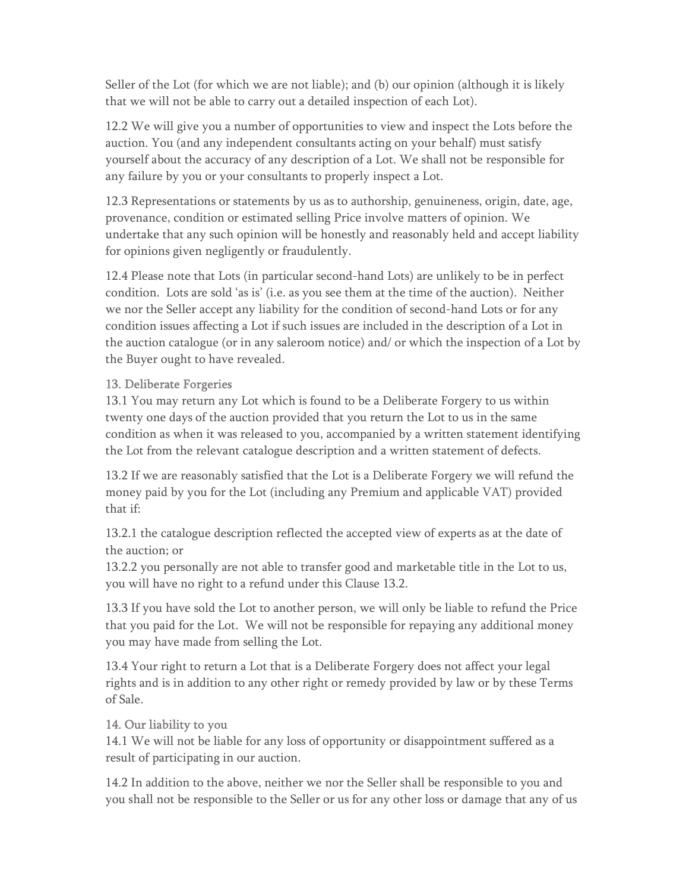Seller of the Lot (for which we are not liable); and (b) our opinion (although it is likely that we will not be able to carry out a detailed inspection of each Lot).

12.2 We will give you a number of opportunities to view and inspect the Lots before the auction. You (and any independent consultants acting on your behalf) must satisfy yourself about the accuracy of any description of a Lot. We shall not be responsible for any failure by you or your consultants to properly inspect a Lot.

12.3 Representations or statements by us as to authorship, genuineness, origin, date, age, provenance, condition or estimated selling Price involve matters of opinion. We undertake that any such opinion will be honestly and reasonably held and accept liability for opinions given negligently or fraudulently.

12.4 Please note that Lots (in particular second-hand Lots) are unlikely to be in perfect condition. Lots are sold 'as is' (i.e. as you see them at the time of the auction). Neither we nor the Seller accept any liability for the condition of second-hand Lots or for any condition issues affecting a Lot if such issues are included in the description of a Lot in the auction catalogue (or in any saleroom notice) and/ or which the inspection of a Lot by the Buyer ought to have revealed.

## 13. Deliberate Forgeries

13.1 You may return any Lot which is found to be a Deliberate Forgery to us within twenty one days of the auction provided that you return the Lot to us in the same condition as when it was released to you, accompanied by a written statement identifying the Lot from the relevant catalogue description and a written statement of defects.

13.2 If we are reasonably satisfied that the Lot is a Deliberate Forgery we will refund the money paid by you for the Lot (including any Premium and applicable VAT) provided that if:

13.2.1 the catalogue description reflected the accepted view of experts as at the date of the auction; or
13.2.2 you personally are not able to transfer good and marketable title in the Lot to us, you will have no right to a refund under this Clause 13.2.

13.3 If you have sold the Lot to another person, we will only be liable to refund the Price that you paid for the Lot. We will not be responsible for repaying any additional money you may have made from selling the Lot.

13.4 Your right to return a Lot that is a Deliberate Forgery does not affect your legal rights and is in addition to any other right or remedy provided by law or by these Terms of Sale.

## 14. Our liability to you

14.1 We will not be liable for any loss of opportunity or disappointment suffered as a result of participating in our auction.

14.2 In addition to the above, neither we nor the Seller shall be responsible to you and you shall not be responsible to the Seller or us for any other loss or damage that any of us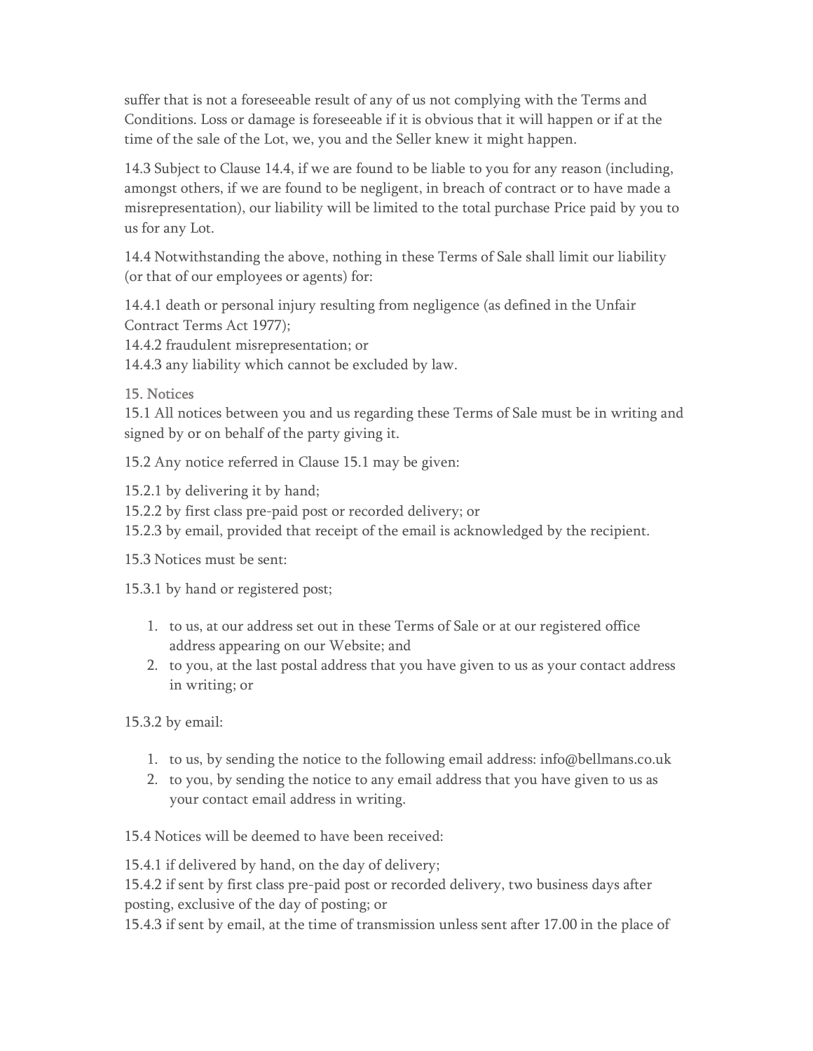suffer that is not a foreseeable result of any of us not complying with the Terms and Conditions. Loss or damage is foreseeable if it is obvious that it will happen or if at the time of the sale of the Lot, we, you and the Seller knew it might happen.

14.3 Subject to Clause 14.4, if we are found to be liable to you for any reason (including, amongst others, if we are found to be negligent, in breach of contract or to have made a misrepresentation), our liability will be limited to the total purchase Price paid by you to us for any Lot.

14.4 Notwithstanding the above, nothing in these Terms of Sale shall limit our liability (or that of our employees or agents) for:

14.4.1 death or personal injury resulting from negligence (as defined in the Unfair Contract Terms Act 1977);
14.4.2 fraudulent misrepresentation; or
14.4.3 any liability which cannot be excluded by law.

15. Notices
15.1 All notices between you and us regarding these Terms of Sale must be in writing and signed by or on behalf of the party giving it.

15.2 Any notice referred in Clause 15.1 may be given:

15.2.1 by delivering it by hand;
15.2.2 by first class pre-paid post or recorded delivery; or
15.2.3 by email, provided that receipt of the email is acknowledged by the recipient.

15.3 Notices must be sent:

15.3.1 by hand or registered post;

1. to us, at our address set out in these Terms of Sale or at our registered office address appearing on our Website; and
2. to you, at the last postal address that you have given to us as your contact address in writing; or

15.3.2 by email:

1. to us, by sending the notice to the following email address: info@bellmans.co.uk
2. to you, by sending the notice to any email address that you have given to us as your contact email address in writing.

15.4 Notices will be deemed to have been received:

15.4.1 if delivered by hand, on the day of delivery;
15.4.2 if sent by first class pre-paid post or recorded delivery, two business days after posting, exclusive of the day of posting; or
15.4.3 if sent by email, at the time of transmission unless sent after 17.00 in the place of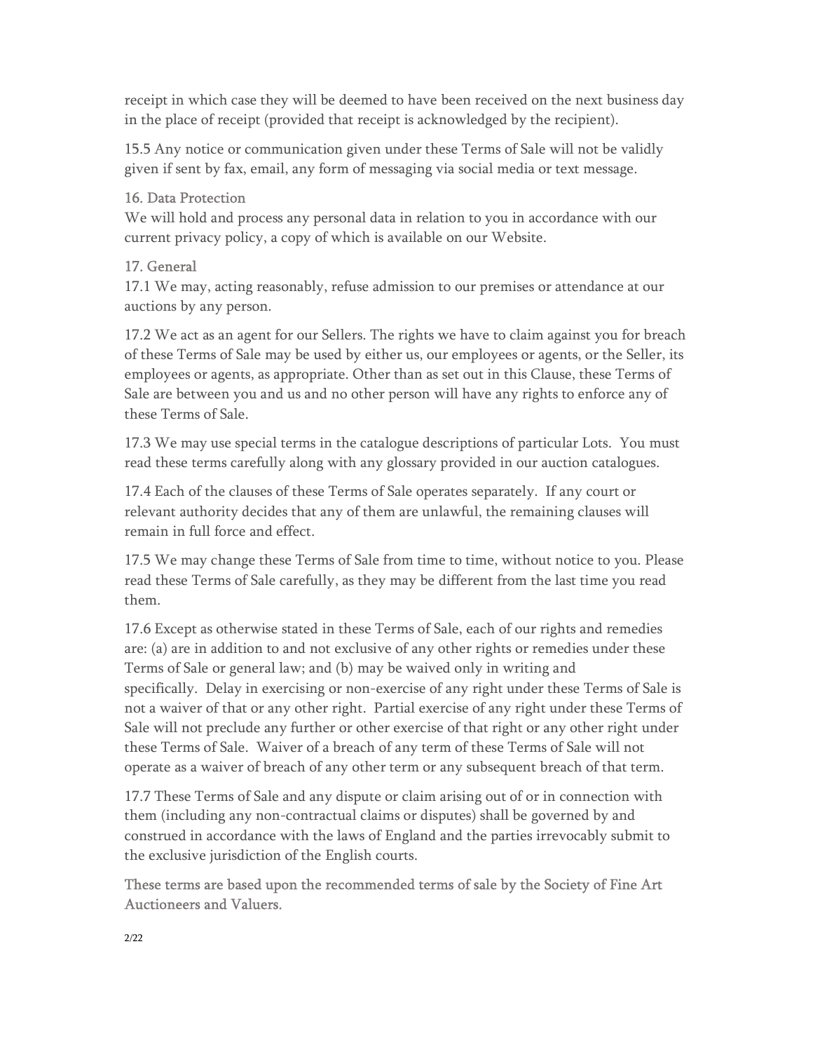receipt in which case they will be deemed to have been received on the next business day in the place of receipt (provided that receipt is acknowledged by the recipient).

15.5 Any notice or communication given under these Terms of Sale will not be validly given if sent by fax, email, any form of messaging via social media or text message.

## 16. Data Protection

We will hold and process any personal data in relation to you in accordance with our current privacy policy, a copy of which is available on our Website.

## 17. General

17.1 We may, acting reasonably, refuse admission to our premises or attendance at our auctions by any person.

17.2 We act as an agent for our Sellers. The rights we have to claim against you for breach of these Terms of Sale may be used by either us, our employees or agents, or the Seller, its employees or agents, as appropriate. Other than as set out in this Clause, these Terms of Sale are between you and us and no other person will have any rights to enforce any of these Terms of Sale.

17.3 We may use special terms in the catalogue descriptions of particular Lots. You must read these terms carefully along with any glossary provided in our auction catalogues.

17.4 Each of the clauses of these Terms of Sale operates separately. If any court or relevant authority decides that any of them are unlawful, the remaining clauses will remain in full force and effect.

17.5 We may change these Terms of Sale from time to time, without notice to you. Please read these Terms of Sale carefully, as they may be different from the last time you read them.

17.6 Except as otherwise stated in these Terms of Sale, each of our rights and remedies are: (a) are in addition to and not exclusive of any other rights or remedies under these Terms of Sale or general law; and (b) may be waived only in writing and specifically. Delay in exercising or non-exercise of any right under these Terms of Sale is not a waiver of that or any other right. Partial exercise of any right under these Terms of Sale will not preclude any further or other exercise of that right or any other right under these Terms of Sale. Waiver of a breach of any term of these Terms of Sale will not operate as a waiver of breach of any other term or any subsequent breach of that term.

17.7 These Terms of Sale and any dispute or claim arising out of or in connection with them (including any non-contractual claims or disputes) shall be governed by and construed in accordance with the laws of England and the parties irrevocably submit to the exclusive jurisdiction of the English courts.

These terms are based upon the recommended terms of sale by the Society of Fine Art Auctioneers and Valuers.